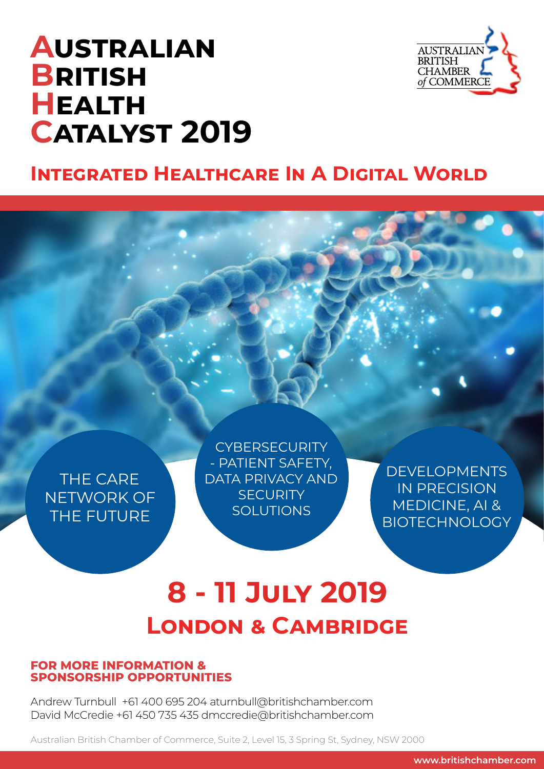# Australian British Health Catalyst 2019

## Integrated Healthcare In A Digital World

THE CARE NETWORK OF THE FUTURE

CYBERSECURITY - PATIENT SAFETY, DATA PRIVACY AND SECURITY SOLUTIONS

DEVELOPMENTS IN PRECISION MEDICINE, AI & BIOTECHNOLOGY

## 8 - 11 July 2019

## London & Cambridge

**FOR MORE INFORMATION & SPONSORSHIP OPPORTUNITIES**

Andrew Turnbull +61 400 695 204 aturnbull@britishchamber.com
David McCredie +61 450 735 435 dmccredie@britishchamber.com

Australian British Chamber of Commerce, Suite 2, Level 15, 3 Spring St, Sydney, NSW 2000

www.britishchamber.com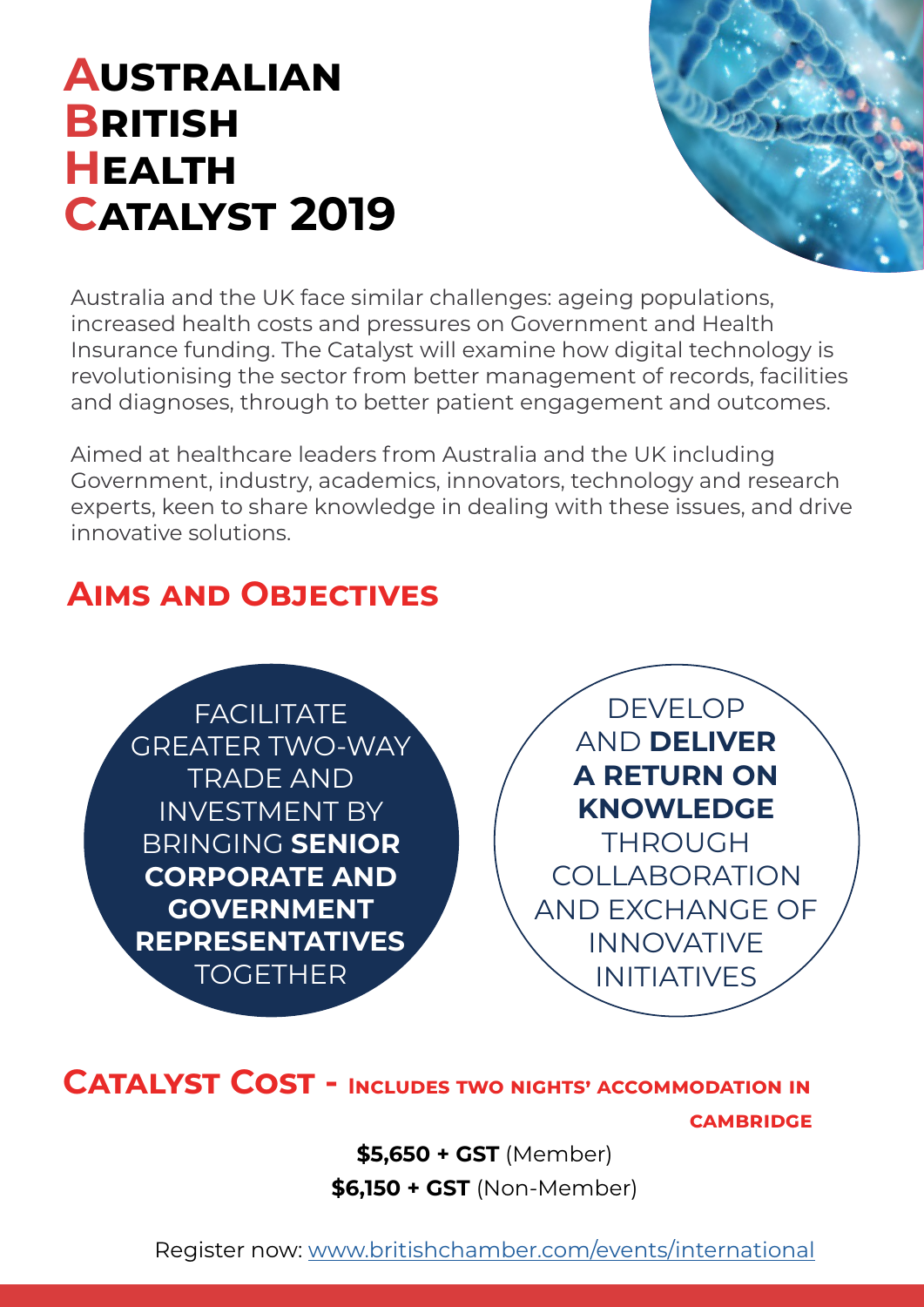# Australian British Health Catalyst 2019

Australia and the UK face similar challenges: ageing populations, increased health costs and pressures on Government and Health Insurance funding. The Catalyst will examine how digital technology is revolutionising the sector from better management of records, facilities and diagnoses, through to better patient engagement and outcomes.

Aimed at healthcare leaders from Australia and the UK including Government, industry, academics, innovators, technology and research experts, keen to share knowledge in dealing with these issues, and drive innovative solutions.

## Aims and Objectives

FACILITATE GREATER TWO-WAY TRADE AND INVESTMENT BY BRINGING **SENIOR CORPORATE AND GOVERNMENT REPRESENTATIVES** TOGETHER

DEVELOP AND **DELIVER A RETURN ON KNOWLEDGE** THROUGH COLLABORATION AND EXCHANGE OF INNOVATIVE INITIATIVES

## Catalyst Cost - Includes two nights' accommodation in Cambridge

**$5,650 + GST** (Member)

**$6,150 + GST** (Non-Member)

Register now: [www.britishchamber.com/events/international](www.britishchamber.com/events/international)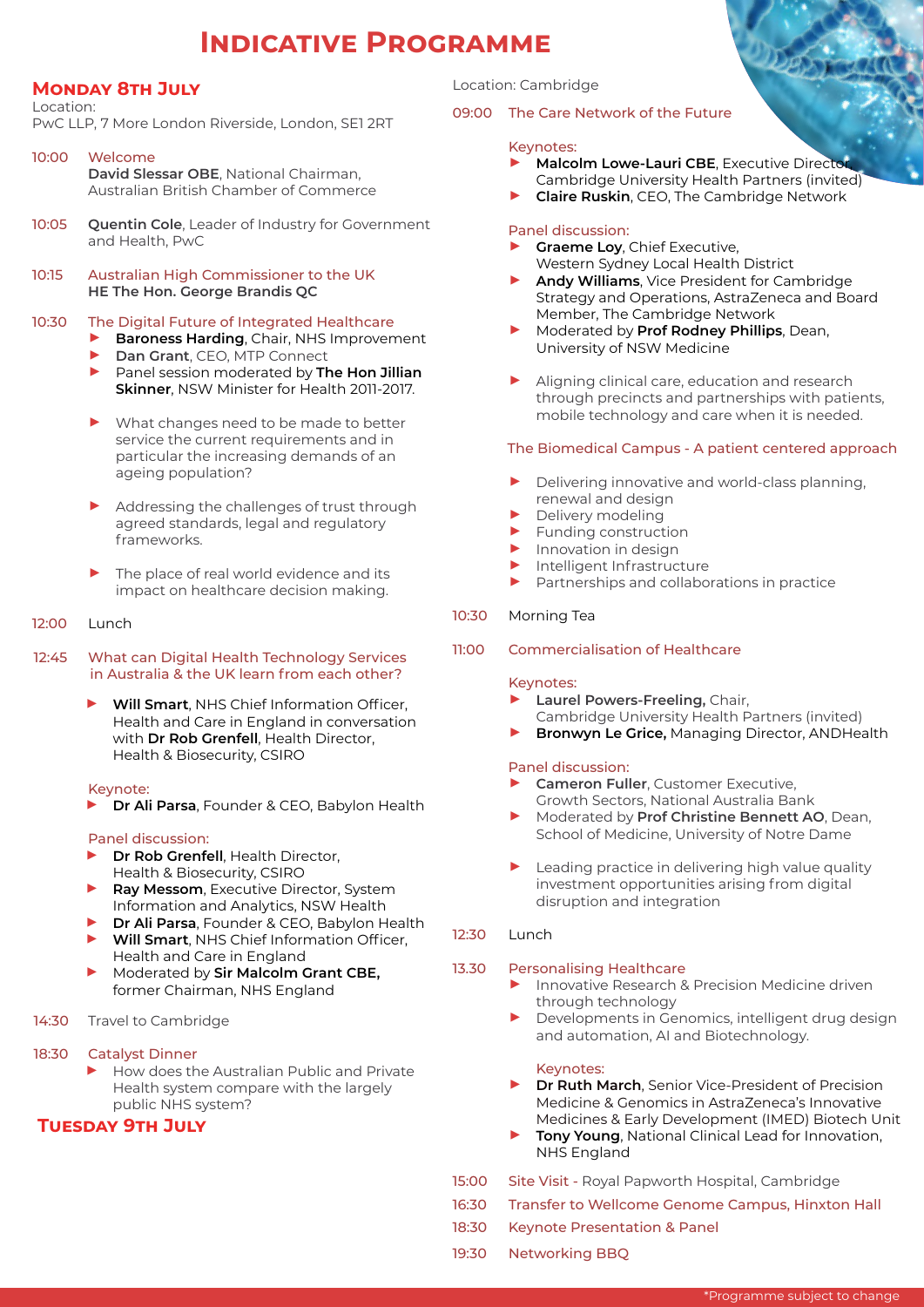# Indicative Programme

## Monday 8th July

Location:
PwC LLP, 7 More London Riverside, London, SE1 2RT

**10:00** Welcome
**David Slessar OBE**, National Chairman, Australian British Chamber of Commerce

**10:05** **Quentin Cole**, Leader of Industry for Government and Health, PwC

**10:15** Australian High Commissioner to the UK
**HE The Hon. George Brandis QC**

**10:30** The Digital Future of Integrated Healthcare

- **Baroness Harding**, Chair, NHS Improvement
- **Dan Grant**, CEO, MTP Connect
- Panel session moderated by **The Hon Jillian Skinner**, NSW Minister for Health 2011-2017.

- What changes need to be made to better service the current requirements and in particular the increasing demands of an ageing population?
- Addressing the challenges of trust through agreed standards, legal and regulatory frameworks.
- The place of real world evidence and its impact on healthcare decision making.

**12:00** Lunch

**12:45** What can Digital Health Technology Services in Australia & the UK learn from each other?

- **Will Smart**, NHS Chief Information Officer, Health and Care in England in conversation with **Dr Rob Grenfell**, Health Director, Health & Biosecurity, CSIRO

Keynote:

- **Dr Ali Parsa**, Founder & CEO, Babylon Health

Panel discussion:

- **Dr Rob Grenfell**, Health Director, Health & Biosecurity, CSIRO
- **Ray Messom**, Executive Director, System Information and Analytics, NSW Health
- **Dr Ali Parsa**, Founder & CEO, Babylon Health
- **Will Smart**, NHS Chief Information Officer, Health and Care in England
- Moderated by **Sir Malcolm Grant CBE,** former Chairman, NHS England

**14:30** Travel to Cambridge

**18:30** Catalyst Dinner

- How does the Australian Public and Private Health system compare with the largely public NHS system?

## Tuesday 9th July

Location: Cambridge

**09:00** The Care Network of the Future

Keynotes:

- **Malcolm Lowe-Lauri CBE**, Executive Director, Cambridge University Health Partners (invited)
- **Claire Ruskin**, CEO, The Cambridge Network

Panel discussion:

- **Graeme Loy**, Chief Executive, Western Sydney Local Health District
- **Andy Williams**, Vice President for Cambridge Strategy and Operations, AstraZeneca and Board Member, The Cambridge Network
- Moderated by **Prof Rodney Phillips**, Dean, University of NSW Medicine

- Aligning clinical care, education and research through precincts and partnerships with patients, mobile technology and care when it is needed.

The Biomedical Campus - A patient centered approach

- Delivering innovative and world-class planning, renewal and design
- Delivery modeling
- Funding construction
- Innovation in design
- Intelligent Infrastructure
- Partnerships and collaborations in practice

**10:30** Morning Tea

**11:00** Commercialisation of Healthcare

Keynotes:

- **Laurel Powers-Freeling,** Chair, Cambridge University Health Partners (invited)
- **Bronwyn Le Grice,** Managing Director, ANDHealth

Panel discussion:

- **Cameron Fuller**, Customer Executive, Growth Sectors, National Australia Bank
- Moderated by **Prof Christine Bennett AO**, Dean, School of Medicine, University of Notre Dame

- Leading practice in delivering high value quality investment opportunities arising from digital disruption and integration

**12:30** Lunch

**13.30** Personalising Healthcare

- Innovative Research & Precision Medicine driven through technology
- Developments in Genomics, intelligent drug design and automation, AI and Biotechnology.

Keynotes:

- **Dr Ruth March**, Senior Vice-President of Precision Medicine & Genomics in AstraZeneca's Innovative Medicines & Early Development (IMED) Biotech Unit
- **Tony Young**, National Clinical Lead for Innovation, NHS England

**15:00** Site Visit - Royal Papworth Hospital, Cambridge

**16:30** Transfer to Wellcome Genome Campus, Hinxton Hall

**18:30** Keynote Presentation & Panel

**19:30** Networking BBQ

*Programme subject to change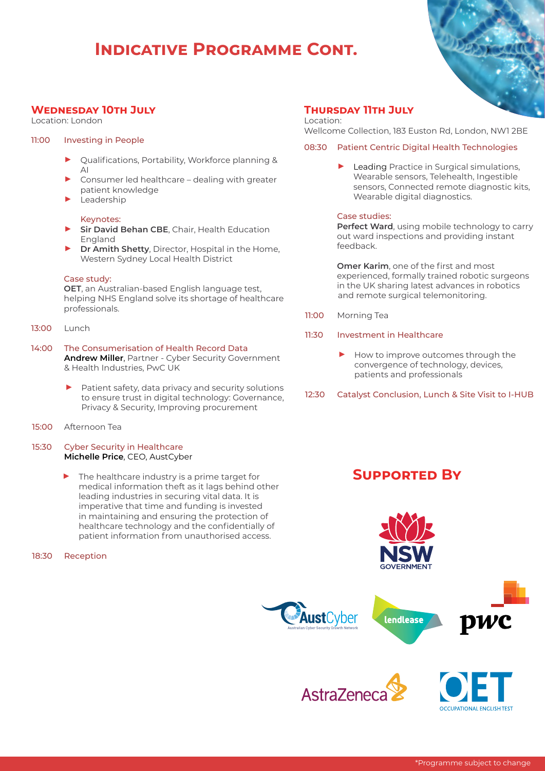# Indicative Programme Cont.

## Wednesday 10th July

Location: London

**11:00 Investing in People**

- Qualifications, Portability, Workforce planning & AI
- Consumer led healthcare – dealing with greater patient knowledge
- Leadership

Keynotes:

- **Sir David Behan CBE**, Chair, Health Education England
- **Dr Amith Shetty**, Director, Hospital in the Home, Western Sydney Local Health District

Case study:

**OET**, an Australian-based English language test, helping NHS England solve its shortage of healthcare professionals.

**13:00** Lunch

**14:00 The Consumerisation of Health Record Data**

**Andrew Miller**, Partner - Cyber Security Government & Health Industries, PwC UK

- Patient safety, data privacy and security solutions to ensure trust in digital technology: Governance, Privacy & Security, Improving procurement

**15:00** Afternoon Tea

**15:30 Cyber Security in Healthcare**

**Michelle Price**, CEO, AustCyber

- The healthcare industry is a prime target for medical information theft as it lags behind other leading industries in securing vital data. It is imperative that time and funding is invested in maintaining and ensuring the protection of healthcare technology and the confidentially of patient information from unauthorised access.

**18:30** Reception

## Thursday 11th July

Location:
Wellcome Collection, 183 Euston Rd, London, NW1 2BE

**08:30 Patient Centric Digital Health Technologies**

- Leading Practice in Surgical simulations, Wearable sensors, Telehealth, Ingestible sensors, Connected remote diagnostic kits, Wearable digital diagnostics.

Case studies:

**Perfect Ward**, using mobile technology to carry out ward inspections and providing instant feedback.

**Omer Karim**, one of the first and most experienced, formally trained robotic surgeons in the UK sharing latest advances in robotics and remote surgical telemonitoring.

**11:00** Morning Tea

**11:30 Investment in Healthcare**

- How to improve outcomes through the convergence of technology, devices, patients and professionals

**12:30** Catalyst Conclusion, Lunch & Site Visit to I-HUB

## Supported By

NSW Government

AustCyber – Australian Cyber Security Growth Network

lendlease

pwc

AstraZeneca

OET – Occupational English Test

*Programme subject to change